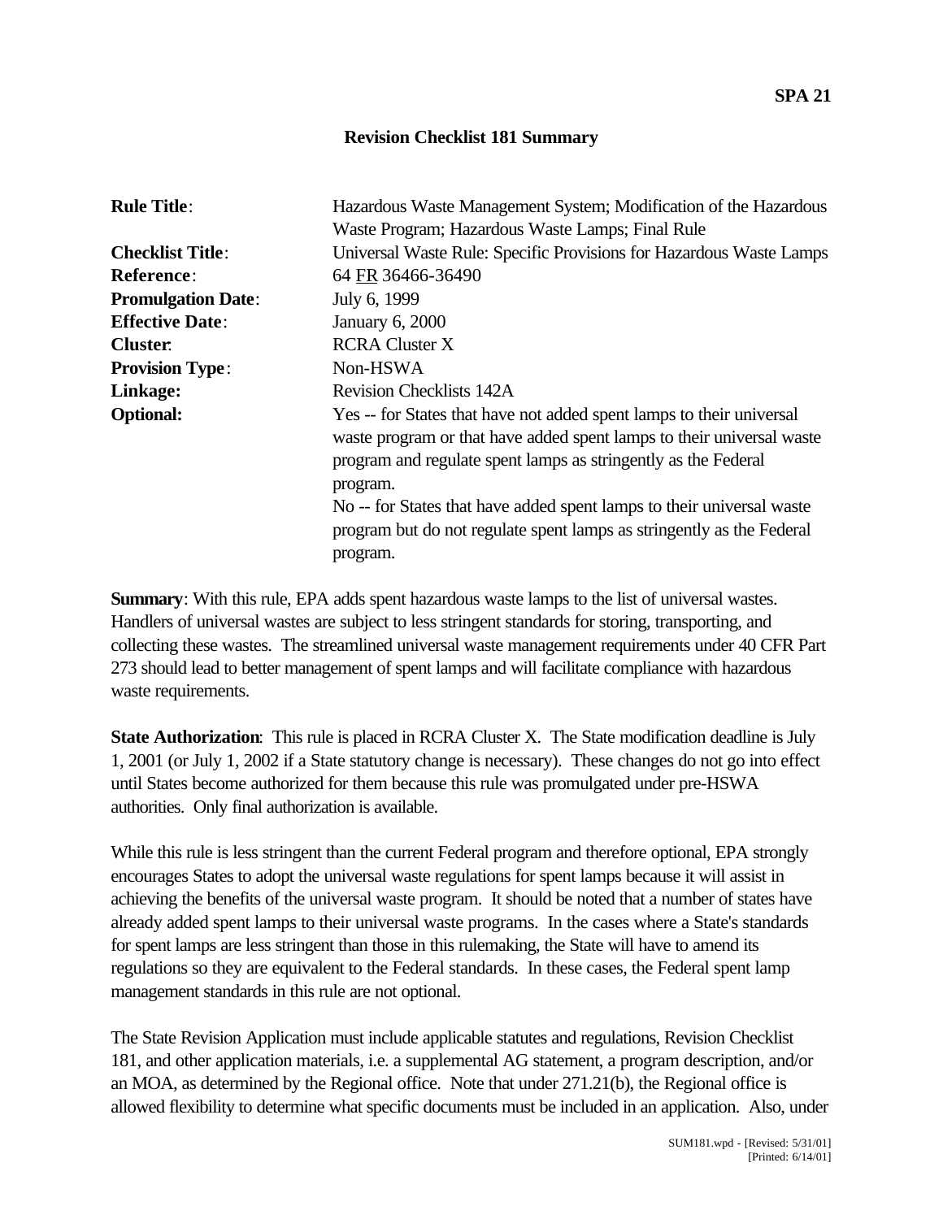**SPA 21**

## Revision Checklist 181 Summary

| | |
|---|---|
| **Rule Title**: | Hazardous Waste Management System; Modification of the Hazardous Waste Program; Hazardous Waste Lamps; Final Rule |
| **Checklist Title**: | Universal Waste Rule: Specific Provisions for Hazardous Waste Lamps |
| **Reference**: | 64 FR 36466-36490 |
| **Promulgation Date**: | July 6, 1999 |
| **Effective Date**: | January 6, 2000 |
| **Cluster**: | RCRA Cluster X |
| **Provision Type**: | Non-HSWA |
| **Linkage:** | Revision Checklists 142A |
| **Optional:** | Yes -- for States that have not added spent lamps to their universal waste program or that have added spent lamps to their universal waste program and regulate spent lamps as stringently as the Federal program.<br>No -- for States that have added spent lamps to their universal waste program but do not regulate spent lamps as stringently as the Federal program. |

**Summary**: With this rule, EPA adds spent hazardous waste lamps to the list of universal wastes. Handlers of universal wastes are subject to less stringent standards for storing, transporting, and collecting these wastes. The streamlined universal waste management requirements under 40 CFR Part 273 should lead to better management of spent lamps and will facilitate compliance with hazardous waste requirements.

**State Authorization**: This rule is placed in RCRA Cluster X. The State modification deadline is July 1, 2001 (or July 1, 2002 if a State statutory change is necessary). These changes do not go into effect until States become authorized for them because this rule was promulgated under pre-HSWA authorities. Only final authorization is available.

While this rule is less stringent than the current Federal program and therefore optional, EPA strongly encourages States to adopt the universal waste regulations for spent lamps because it will assist in achieving the benefits of the universal waste program. It should be noted that a number of states have already added spent lamps to their universal waste programs. In the cases where a State's standards for spent lamps are less stringent than those in this rulemaking, the State will have to amend its regulations so they are equivalent to the Federal standards. In these cases, the Federal spent lamp management standards in this rule are not optional.

The State Revision Application must include applicable statutes and regulations, Revision Checklist 181, and other application materials, i.e. a supplemental AG statement, a program description, and/or an MOA, as determined by the Regional office. Note that under 271.21(b), the Regional office is allowed flexibility to determine what specific documents must be included in an application. Also, under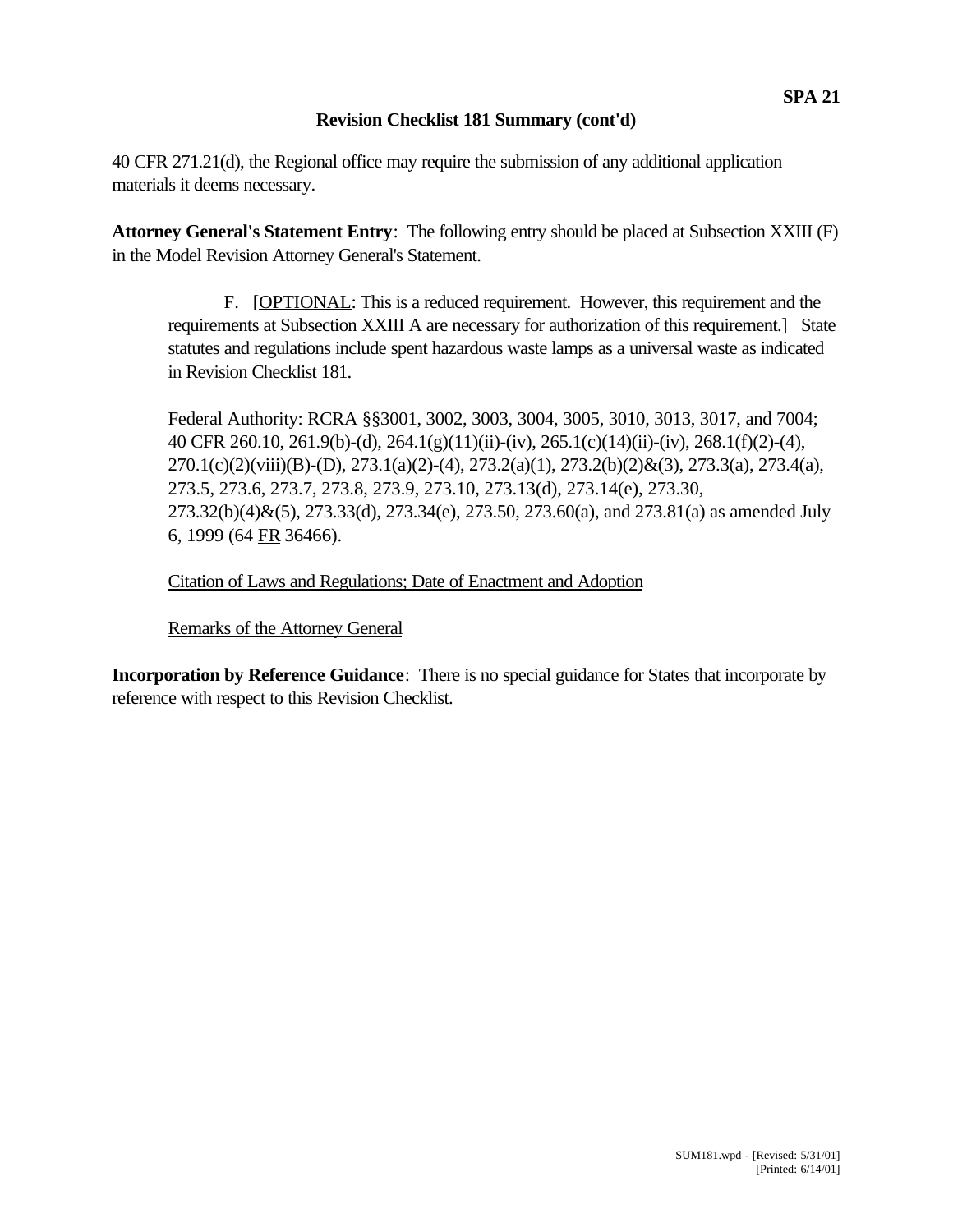## Revision Checklist 181 Summary (cont'd)

40 CFR 271.21(d), the Regional office may require the submission of any additional application materials it deems necessary.

**Attorney General's Statement Entry**: The following entry should be placed at Subsection XXIII (F) in the Model Revision Attorney General's Statement.

> F. [OPTIONAL: This is a reduced requirement. However, this requirement and the requirements at Subsection XXIII A are necessary for authorization of this requirement.] State statutes and regulations include spent hazardous waste lamps as a universal waste as indicated in Revision Checklist 181.
>
> Federal Authority: RCRA §§3001, 3002, 3003, 3004, 3005, 3010, 3013, 3017, and 7004; 40 CFR 260.10, 261.9(b)-(d), 264.1(g)(11)(ii)-(iv), 265.1(c)(14)(ii)-(iv), 268.1(f)(2)-(4), 270.1(c)(2)(viii)(B)-(D), 273.1(a)(2)-(4), 273.2(a)(1), 273.2(b)(2)&(3), 273.3(a), 273.4(a), 273.5, 273.6, 273.7, 273.8, 273.9, 273.10, 273.13(d), 273.14(e), 273.30, 273.32(b)(4)&(5), 273.33(d), 273.34(e), 273.50, 273.60(a), and 273.81(a) as amended July 6, 1999 (64 FR 36466).
>
> Citation of Laws and Regulations; Date of Enactment and Adoption
>
> Remarks of the Attorney General

**Incorporation by Reference Guidance**: There is no special guidance for States that incorporate by reference with respect to this Revision Checklist.